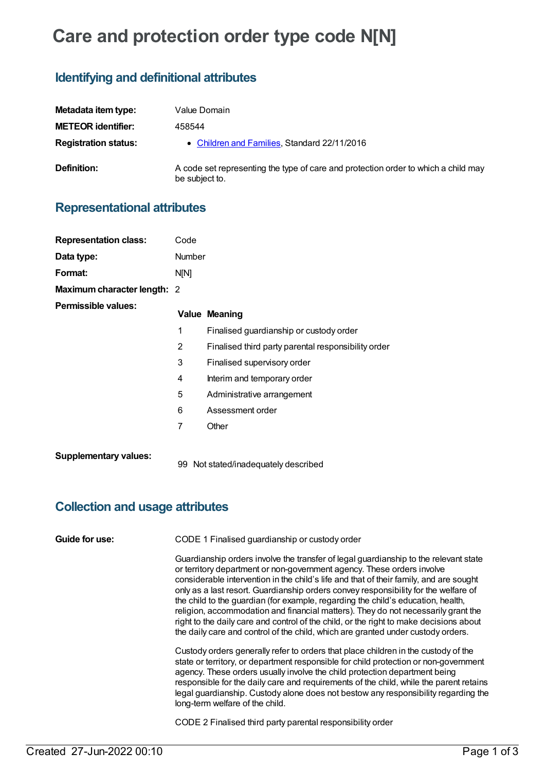# Care and protection order type code N[N]

## Identifying and definitional attributes

| | |
|---|---|
| **Metadata item type:** | Value Domain |
| **METEOR identifier:** | 458544 |
| **Registration status:** | • Children and Families, Standard 22/11/2016 |
| **Definition:** | A code set representing the type of care and protection order to which a child may be subject to. |

## Representational attributes

| | |
|---|---|
| **Representation class:** | Code |
| **Data type:** | Number |
| **Format:** | N[N] |
| **Maximum character length:** | 2 |

**Permissible values:**

| Value | Meaning |
|---|---|
| 1 | Finalised guardianship or custody order |
| 2 | Finalised third party parental responsibility order |
| 3 | Finalised supervisory order |
| 4 | Interim and temporary order |
| 5 | Administrative arrangement |
| 6 | Assessment order |
| 7 | Other |

**Supplementary values:**

| Value | Meaning |
|---|---|
| 99 | Not stated/inadequately described |

## Collection and usage attributes

**Guide for use:**

CODE 1 Finalised guardianship or custody order

Guardianship orders involve the transfer of legal guardianship to the relevant state or territory department or non-government agency. These orders involve considerable intervention in the child's life and that of their family, and are sought only as a last resort. Guardianship orders convey responsibility for the welfare of the child to the guardian (for example, regarding the child's education, health, religion, accommodation and financial matters). They do not necessarily grant the right to the daily care and control of the child, or the right to make decisions about the daily care and control of the child, which are granted under custody orders.

Custody orders generally refer to orders that place children in the custody of the state or territory, or department responsible for child protection or non-government agency. These orders usually involve the child protection department being responsible for the daily care and requirements of the child, while the parent retains legal guardianship. Custody alone does not bestow any responsibility regarding the long-term welfare of the child.

CODE 2 Finalised third party parental responsibility order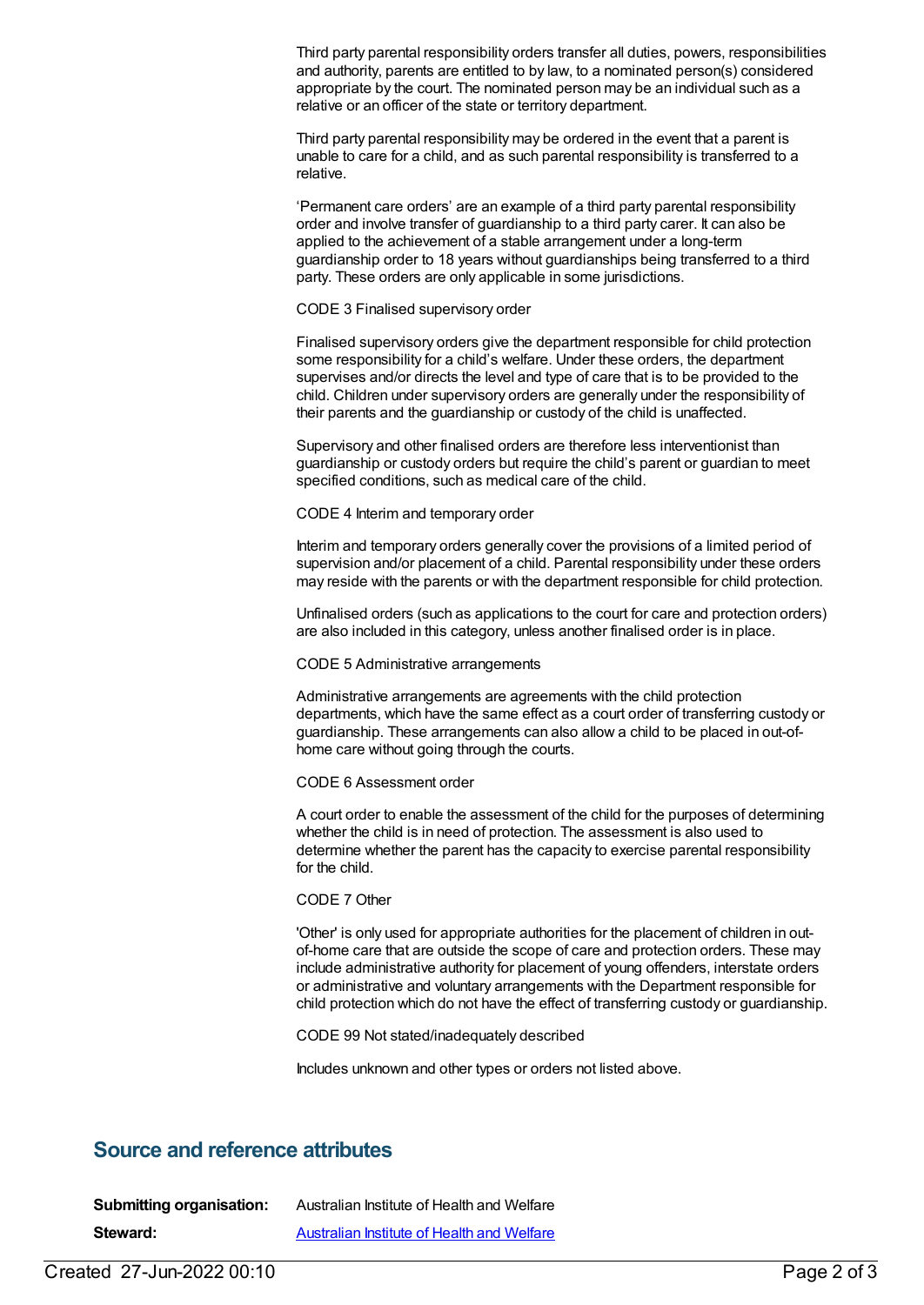Third party parental responsibility orders transfer all duties, powers, responsibilities and authority, parents are entitled to by law, to a nominated person(s) considered appropriate by the court. The nominated person may be an individual such as a relative or an officer of the state or territory department.

Third party parental responsibility may be ordered in the event that a parent is unable to care for a child, and as such parental responsibility is transferred to a relative.

'Permanent care orders' are an example of a third party parental responsibility order and involve transfer of guardianship to a third party carer. It can also be applied to the achievement of a stable arrangement under a long-term guardianship order to 18 years without guardianships being transferred to a third party. These orders are only applicable in some jurisdictions.

CODE 3 Finalised supervisory order

Finalised supervisory orders give the department responsible for child protection some responsibility for a child's welfare. Under these orders, the department supervises and/or directs the level and type of care that is to be provided to the child. Children under supervisory orders are generally under the responsibility of their parents and the guardianship or custody of the child is unaffected.

Supervisory and other finalised orders are therefore less interventionist than guardianship or custody orders but require the child's parent or guardian to meet specified conditions, such as medical care of the child.

CODE 4 Interim and temporary order

Interim and temporary orders generally cover the provisions of a limited period of supervision and/or placement of a child. Parental responsibility under these orders may reside with the parents or with the department responsible for child protection.

Unfinalised orders (such as applications to the court for care and protection orders) are also included in this category, unless another finalised order is in place.

CODE 5 Administrative arrangements

Administrative arrangements are agreements with the child protection departments, which have the same effect as a court order of transferring custody or guardianship. These arrangements can also allow a child to be placed in out-of-home care without going through the courts.

CODE 6 Assessment order

A court order to enable the assessment of the child for the purposes of determining whether the child is in need of protection. The assessment is also used to determine whether the parent has the capacity to exercise parental responsibility for the child.

CODE 7 Other

'Other' is only used for appropriate authorities for the placement of children in out-of-home care that are outside the scope of care and protection orders. These may include administrative authority for placement of young offenders, interstate orders or administrative and voluntary arrangements with the Department responsible for child protection which do not have the effect of transferring custody or guardianship.

CODE 99 Not stated/inadequately described

Includes unknown and other types or orders not listed above.

## Source and reference attributes

**Submitting organisation:** Australian Institute of Health and Welfare

**Steward:** Australian Institute of Health and Welfare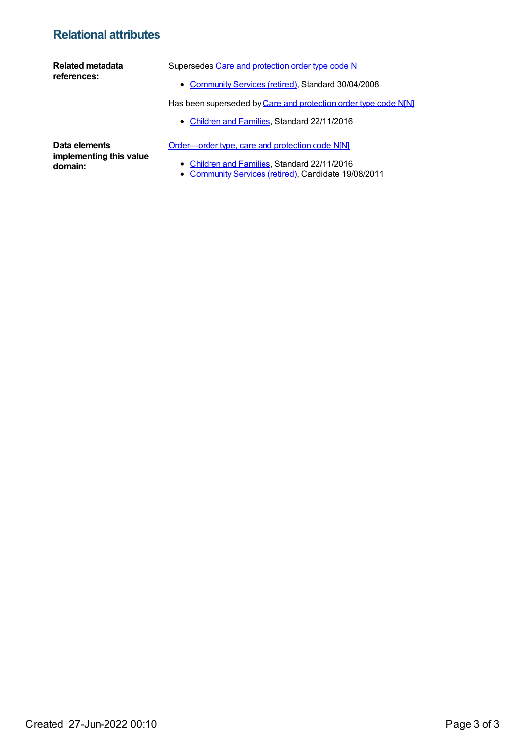## Relational attributes

**Related metadata references:**

Supersedes Care and protection order type code N

- Community Services (retired), Standard 30/04/2008

Has been superseded by Care and protection order type code N[N]

- Children and Families, Standard 22/11/2016

**Data elements implementing this value domain:**

Order—order type, care and protection code N[N]

- Children and Families, Standard 22/11/2016
- Community Services (retired), Candidate 19/08/2011